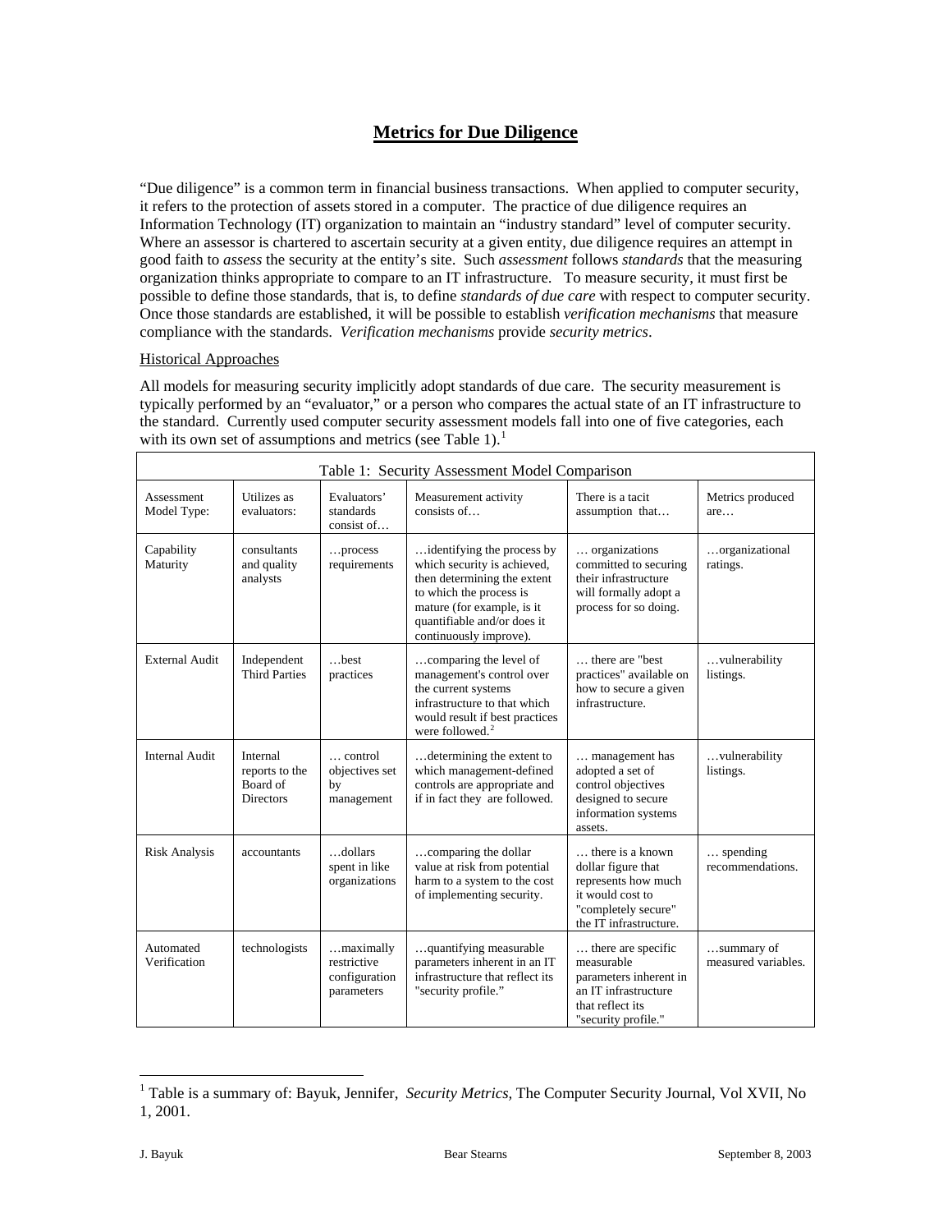# Metrics for Due Diligence

"Due diligence" is a common term in financial business transactions. When applied to computer security, it refers to the protection of assets stored in a computer. The practice of due diligence requires an Information Technology (IT) organization to maintain an "industry standard" level of computer security. Where an assessor is chartered to ascertain security at a given entity, due diligence requires an attempt in good faith to *assess* the security at the entity's site. Such *assessment* follows *standards* that the measuring organization thinks appropriate to compare to an IT infrastructure. To measure security, it must first be possible to define those standards, that is, to define *standards of due care* with respect to computer security. Once those standards are established, it will be possible to establish *verification mechanisms* that measure compliance with the standards. *Verification mechanisms* provide *security metrics*.

## Historical Approaches

All models for measuring security implicitly adopt standards of due care. The security measurement is typically performed by an "evaluator," or a person who compares the actual state of an IT infrastructure to the standard. Currently used computer security assessment models fall into one of five categories, each with its own set of assumptions and metrics (see Table 1).[1]

Table 1: Security Assessment Model Comparison

| Assessment Model Type: | Utilizes as evaluators: | Evaluators' standards consist of… | Measurement activity consists of… | There is a tacit assumption that… | Metrics produced are… |
|---|---|---|---|---|---|
| Capability Maturity | consultants and quality analysts | …process requirements | …identifying the process by which security is achieved, then determining the extent to which the process is mature (for example, is it quantifiable and/or does it continuously improve). | … organizations committed to securing their infrastructure will formally adopt a process for so doing. | …organizational ratings. |
| External Audit | Independent Third Parties | …best practices | …comparing the level of management's control over the current systems infrastructure to that which would result if best practices were followed.[2] | … there are "best practices" available on how to secure a given infrastructure. | …vulnerability listings. |
| Internal Audit | Internal reports to the Board of Directors | … control objectives set by management | …determining the extent to which management-defined controls are appropriate and if in fact they are followed. | … management has adopted a set of control objectives designed to secure information systems assets. | …vulnerability listings. |
| Risk Analysis | accountants | …dollars spent in like organizations | …comparing the dollar value at risk from potential harm to a system to the cost of implementing security. | … there is a known dollar figure that represents how much it would cost to "completely secure" the IT infrastructure. | … spending recommendations. |
| Automated Verification | technologists | …maximally restrictive configuration parameters | …quantifying measurable parameters inherent in an IT infrastructure that reflect its "security profile." | … there are specific measurable parameters inherent in an IT infrastructure that reflect its "security profile." | …summary of measured variables. |

[1] Table is a summary of: Bayuk, Jennifer, *Security Metrics,* The Computer Security Journal, Vol XVII, No 1, 2001.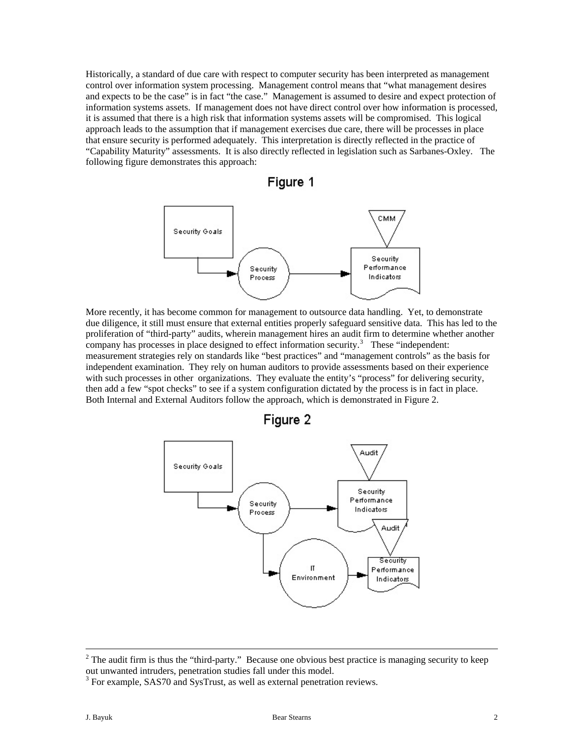Historically, a standard of due care with respect to computer security has been interpreted as management control over information system processing. Management control means that "what management desires and expects to be the case" is in fact "the case." Management is assumed to desire and expect protection of information systems assets. If management does not have direct control over how information is processed, it is assumed that there is a high risk that information systems assets will be compromised. This logical approach leads to the assumption that if management exercises due care, there will be processes in place that ensure security is performed adequately. This interpretation is directly reflected in the practice of "Capability Maturity" assessments. It is also directly reflected in legislation such as Sarbanes-Oxley. The following figure demonstrates this approach:

Figure 1

More recently, it has become common for management to outsource data handling. Yet, to demonstrate due diligence, it still must ensure that external entities properly safeguard sensitive data. This has led to the proliferation of "third-party" audits, wherein management hires an audit firm to determine whether another company has processes in place designed to effect information security.[3] These "independent: measurement strategies rely on standards like "best practices" and "management controls" as the basis for independent examination. They rely on human auditors to provide assessments based on their experience with such processes in other organizations. They evaluate the entity's "process" for delivering security, then add a few "spot checks" to see if a system configuration dictated by the process is in fact in place. Both Internal and External Auditors follow the approach, which is demonstrated in Figure 2.

Figure 2

[2] The audit firm is thus the "third-party." Because one obvious best practice is managing security to keep out unwanted intruders, penetration studies fall under this model.

[3] For example, SAS70 and SysTrust, as well as external penetration reviews.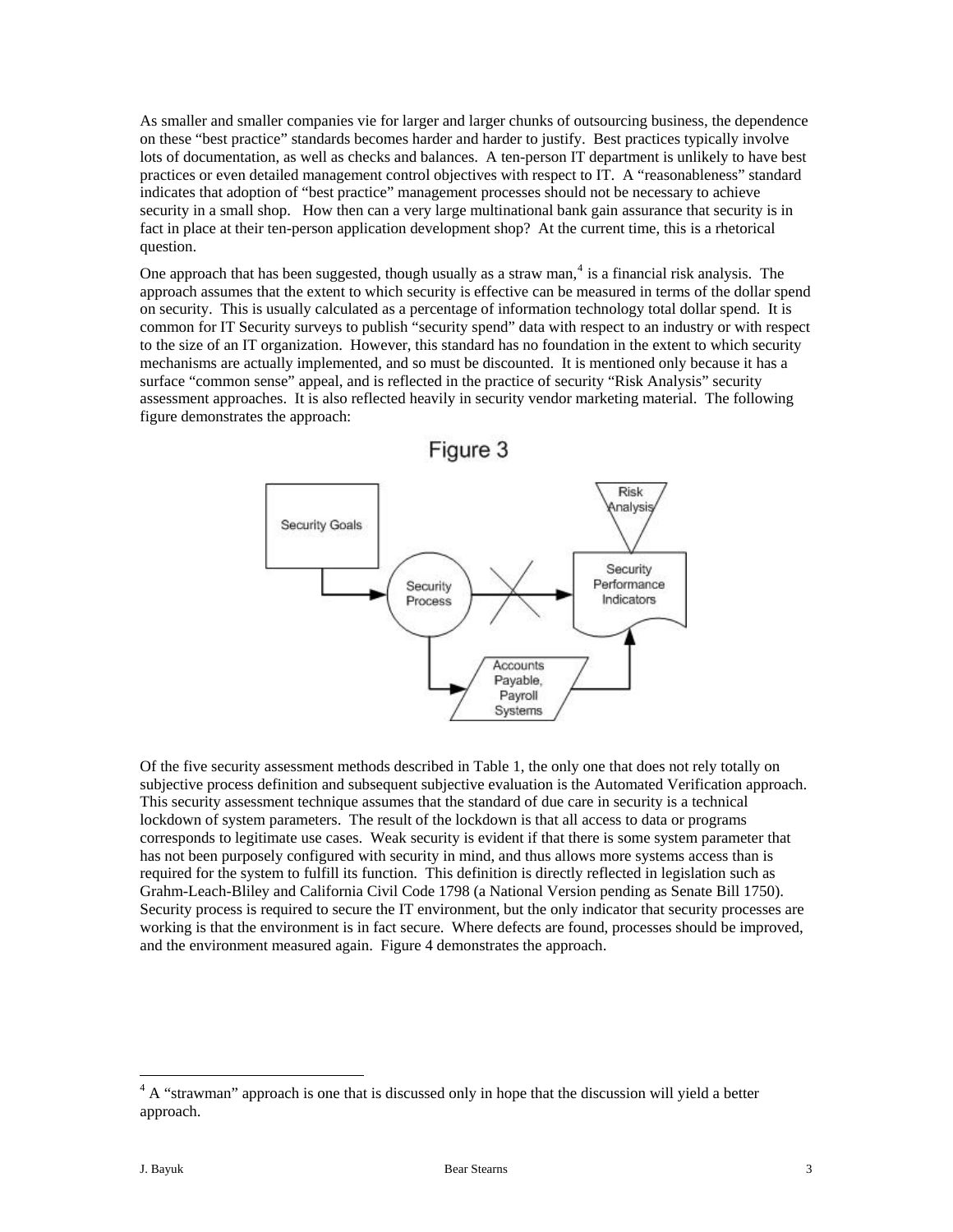As smaller and smaller companies vie for larger and larger chunks of outsourcing business, the dependence on these "best practice" standards becomes harder and harder to justify. Best practices typically involve lots of documentation, as well as checks and balances. A ten-person IT department is unlikely to have best practices or even detailed management control objectives with respect to IT. A "reasonableness" standard indicates that adoption of "best practice" management processes should not be necessary to achieve security in a small shop. How then can a very large multinational bank gain assurance that security is in fact in place at their ten-person application development shop? At the current time, this is a rhetorical question.

One approach that has been suggested, though usually as a straw man,[4] is a financial risk analysis. The approach assumes that the extent to which security is effective can be measured in terms of the dollar spend on security. This is usually calculated as a percentage of information technology total dollar spend. It is common for IT Security surveys to publish "security spend" data with respect to an industry or with respect to the size of an IT organization. However, this standard has no foundation in the extent to which security mechanisms are actually implemented, and so must be discounted. It is mentioned only because it has a surface "common sense" appeal, and is reflected in the practice of security "Risk Analysis" security assessment approaches. It is also reflected heavily in security vendor marketing material. The following figure demonstrates the approach:

Figure 3

Security Goals

Security Process

Risk Analysis

Security Performance Indicators

Accounts Payable, Payroll Systems

Of the five security assessment methods described in Table 1, the only one that does not rely totally on subjective process definition and subsequent subjective evaluation is the Automated Verification approach. This security assessment technique assumes that the standard of due care in security is a technical lockdown of system parameters. The result of the lockdown is that all access to data or programs corresponds to legitimate use cases. Weak security is evident if that there is some system parameter that has not been purposely configured with security in mind, and thus allows more systems access than is required for the system to fulfill its function. This definition is directly reflected in legislation such as Grahm-Leach-Bliley and California Civil Code 1798 (a National Version pending as Senate Bill 1750). Security process is required to secure the IT environment, but the only indicator that security processes are working is that the environment is in fact secure. Where defects are found, processes should be improved, and the environment measured again. Figure 4 demonstrates the approach.

[4] A "strawman" approach is one that is discussed only in hope that the discussion will yield a better approach.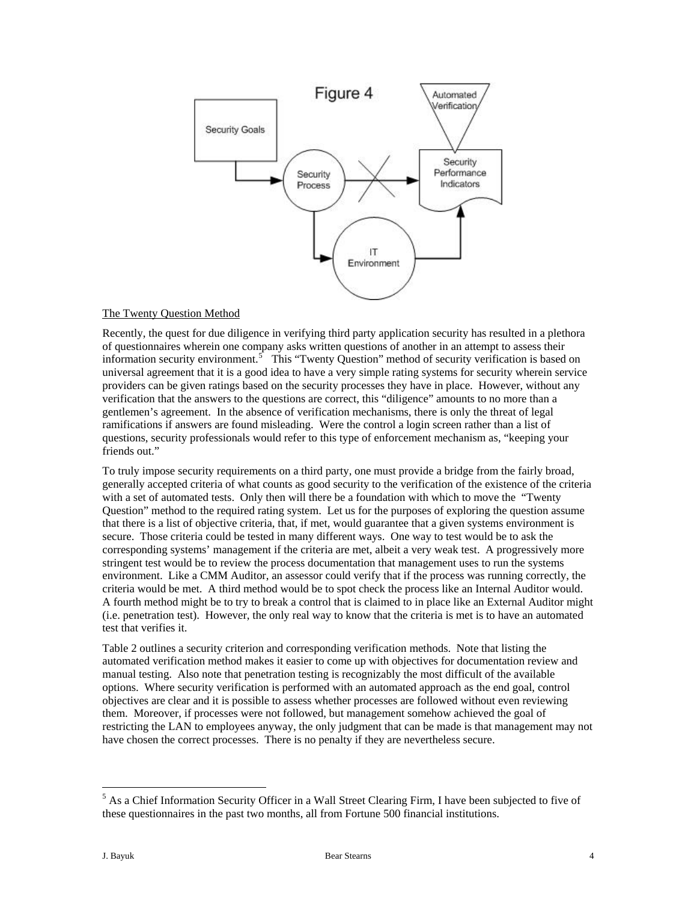Figure 4

The Twenty Question Method

Recently, the quest for due diligence in verifying third party application security has resulted in a plethora of questionnaires wherein one company asks written questions of another in an attempt to assess their information security environment.[5] This "Twenty Question" method of security verification is based on universal agreement that it is a good idea to have a very simple rating systems for security wherein service providers can be given ratings based on the security processes they have in place. However, without any verification that the answers to the questions are correct, this "diligence" amounts to no more than a gentlemen's agreement. In the absence of verification mechanisms, there is only the threat of legal ramifications if answers are found misleading. Were the control a login screen rather than a list of questions, security professionals would refer to this type of enforcement mechanism as, "keeping your friends out."

To truly impose security requirements on a third party, one must provide a bridge from the fairly broad, generally accepted criteria of what counts as good security to the verification of the existence of the criteria with a set of automated tests. Only then will there be a foundation with which to move the "Twenty Question" method to the required rating system. Let us for the purposes of exploring the question assume that there is a list of objective criteria, that, if met, would guarantee that a given systems environment is secure. Those criteria could be tested in many different ways. One way to test would be to ask the corresponding systems' management if the criteria are met, albeit a very weak test. A progressively more stringent test would be to review the process documentation that management uses to run the systems environment. Like a CMM Auditor, an assessor could verify that if the process was running correctly, the criteria would be met. A third method would be to spot check the process like an Internal Auditor would. A fourth method might be to try to break a control that is claimed to in place like an External Auditor might (i.e. penetration test). However, the only real way to know that the criteria is met is to have an automated test that verifies it.

Table 2 outlines a security criterion and corresponding verification methods. Note that listing the automated verification method makes it easier to come up with objectives for documentation review and manual testing. Also note that penetration testing is recognizably the most difficult of the available options. Where security verification is performed with an automated approach as the end goal, control objectives are clear and it is possible to assess whether processes are followed without even reviewing them. Moreover, if processes were not followed, but management somehow achieved the goal of restricting the LAN to employees anyway, the only judgment that can be made is that management may not have chosen the correct processes. There is no penalty if they are nevertheless secure.

[5] As a Chief Information Security Officer in a Wall Street Clearing Firm, I have been subjected to five of these questionnaires in the past two months, all from Fortune 500 financial institutions.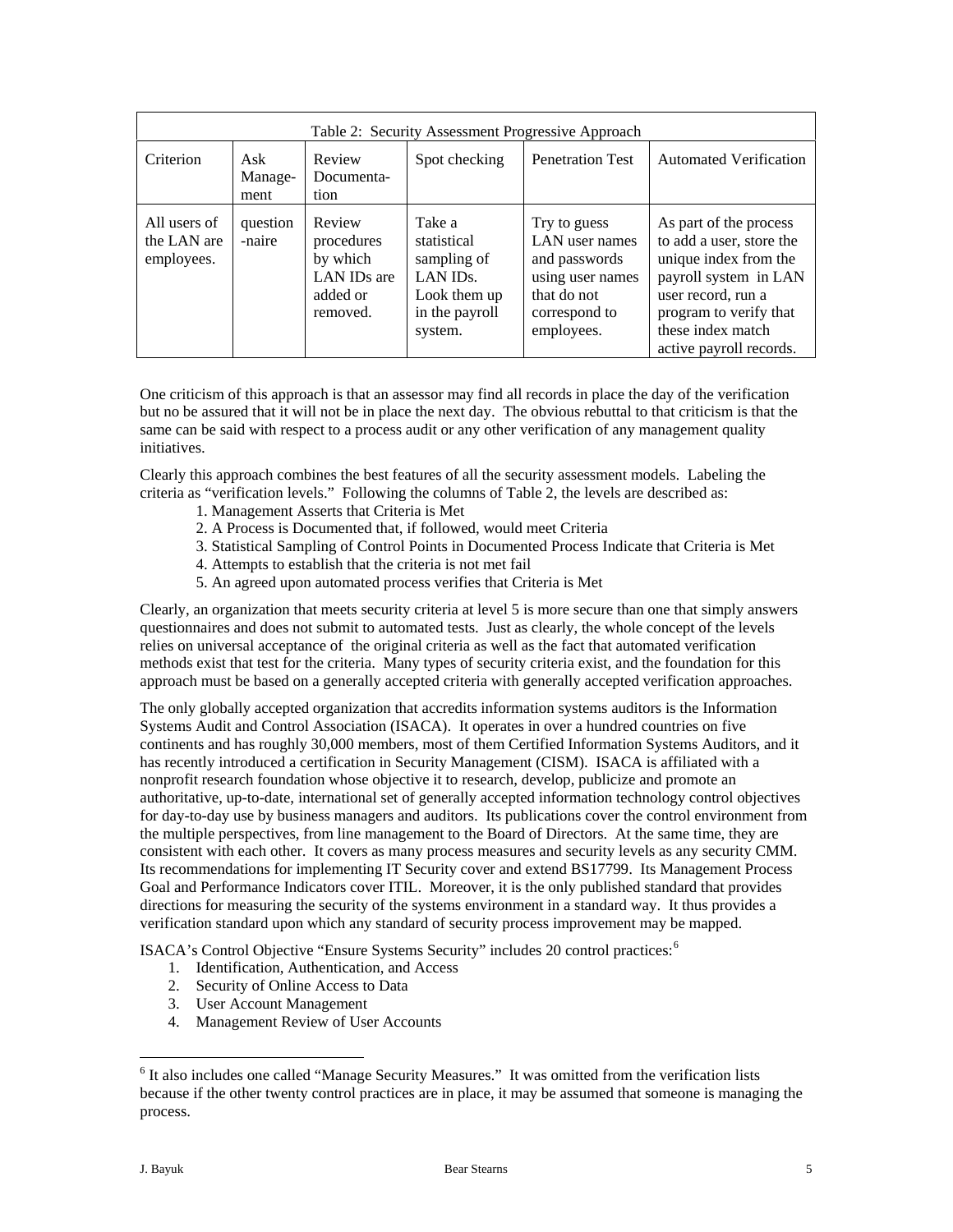| Table 2: Security Assessment Progressive Approach | | | | | |
|---|---|---|---|---|---|
| Criterion | Ask Manage-ment | Review Documenta-tion | Spot checking | Penetration Test | Automated Verification |
| All users of the LAN are employees. | question-naire | Review procedures by which LAN IDs are added or removed. | Take a statistical sampling of LAN IDs. Look them up in the payroll system. | Try to guess LAN user names and passwords using user names that do not correspond to employees. | As part of the process to add a user, store the unique index from the payroll system in LAN user record, run a program to verify that these index match active payroll records. |

One criticism of this approach is that an assessor may find all records in place the day of the verification but no be assured that it will not be in place the next day. The obvious rebuttal to that criticism is that the same can be said with respect to a process audit or any other verification of any management quality initiatives.

Clearly this approach combines the best features of all the security assessment models. Labeling the criteria as "verification levels." Following the columns of Table 2, the levels are described as:

1. Management Asserts that Criteria is Met
2. A Process is Documented that, if followed, would meet Criteria
3. Statistical Sampling of Control Points in Documented Process Indicate that Criteria is Met
4. Attempts to establish that the criteria is not met fail
5. An agreed upon automated process verifies that Criteria is Met

Clearly, an organization that meets security criteria at level 5 is more secure than one that simply answers questionnaires and does not submit to automated tests. Just as clearly, the whole concept of the levels relies on universal acceptance of the original criteria as well as the fact that automated verification methods exist that test for the criteria. Many types of security criteria exist, and the foundation for this approach must be based on a generally accepted criteria with generally accepted verification approaches.

The only globally accepted organization that accredits information systems auditors is the Information Systems Audit and Control Association (ISACA). It operates in over a hundred countries on five continents and has roughly 30,000 members, most of them Certified Information Systems Auditors, and it has recently introduced a certification in Security Management (CISM). ISACA is affiliated with a nonprofit research foundation whose objective it to research, develop, publicize and promote an authoritative, up-to-date, international set of generally accepted information technology control objectives for day-to-day use by business managers and auditors. Its publications cover the control environment from the multiple perspectives, from line management to the Board of Directors. At the same time, they are consistent with each other. It covers as many process measures and security levels as any security CMM. Its recommendations for implementing IT Security cover and extend BS17799. Its Management Process Goal and Performance Indicators cover ITIL. Moreover, it is the only published standard that provides directions for measuring the security of the systems environment in a standard way. It thus provides a verification standard upon which any standard of security process improvement may be mapped.

ISACA's Control Objective "Ensure Systems Security" includes 20 control practices:[6]

1. Identification, Authentication, and Access
2. Security of Online Access to Data
3. User Account Management
4. Management Review of User Accounts

[6] It also includes one called "Manage Security Measures." It was omitted from the verification lists because if the other twenty control practices are in place, it may be assumed that someone is managing the process.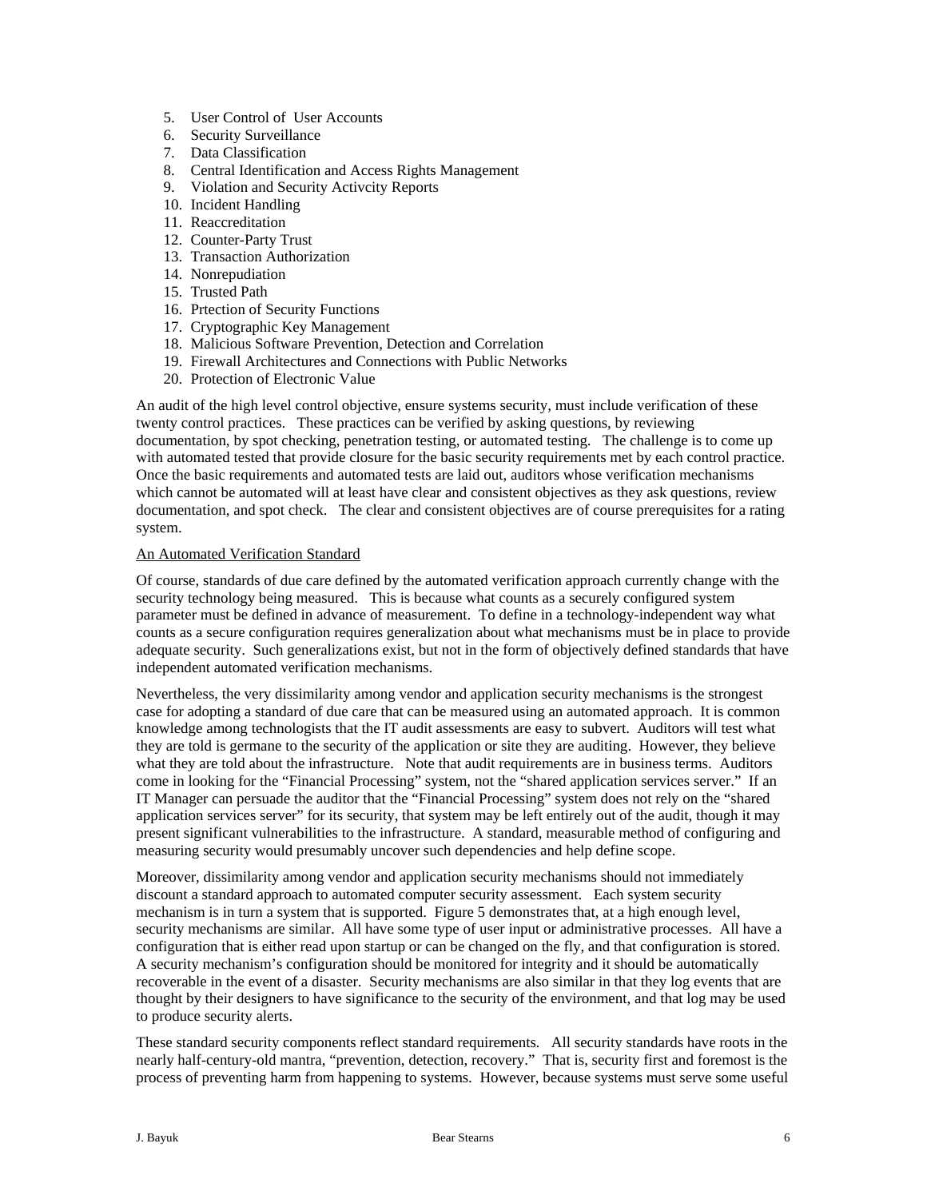5. User Control of User Accounts
6. Security Surveillance
7. Data Classification
8. Central Identification and Access Rights Management
9. Violation and Security Activcity Reports
10. Incident Handling
11. Reaccreditation
12. Counter-Party Trust
13. Transaction Authorization
14. Nonrepudiation
15. Trusted Path
16. Prtection of Security Functions
17. Cryptographic Key Management
18. Malicious Software Prevention, Detection and Correlation
19. Firewall Architectures and Connections with Public Networks
20. Protection of Electronic Value

An audit of the high level control objective, ensure systems security, must include verification of these twenty control practices. These practices can be verified by asking questions, by reviewing documentation, by spot checking, penetration testing, or automated testing. The challenge is to come up with automated tested that provide closure for the basic security requirements met by each control practice. Once the basic requirements and automated tests are laid out, auditors whose verification mechanisms which cannot be automated will at least have clear and consistent objectives as they ask questions, review documentation, and spot check. The clear and consistent objectives are of course prerequisites for a rating system.

<u>An Automated Verification Standard</u>

Of course, standards of due care defined by the automated verification approach currently change with the security technology being measured. This is because what counts as a securely configured system parameter must be defined in advance of measurement. To define in a technology-independent way what counts as a secure configuration requires generalization about what mechanisms must be in place to provide adequate security. Such generalizations exist, but not in the form of objectively defined standards that have independent automated verification mechanisms.

Nevertheless, the very dissimilarity among vendor and application security mechanisms is the strongest case for adopting a standard of due care that can be measured using an automated approach. It is common knowledge among technologists that the IT audit assessments are easy to subvert. Auditors will test what they are told is germane to the security of the application or site they are auditing. However, they believe what they are told about the infrastructure. Note that audit requirements are in business terms. Auditors come in looking for the "Financial Processing" system, not the "shared application services server." If an IT Manager can persuade the auditor that the "Financial Processing" system does not rely on the "shared application services server" for its security, that system may be left entirely out of the audit, though it may present significant vulnerabilities to the infrastructure. A standard, measurable method of configuring and measuring security would presumably uncover such dependencies and help define scope.

Moreover, dissimilarity among vendor and application security mechanisms should not immediately discount a standard approach to automated computer security assessment. Each system security mechanism is in turn a system that is supported. Figure 5 demonstrates that, at a high enough level, security mechanisms are similar. All have some type of user input or administrative processes. All have a configuration that is either read upon startup or can be changed on the fly, and that configuration is stored. A security mechanism's configuration should be monitored for integrity and it should be automatically recoverable in the event of a disaster. Security mechanisms are also similar in that they log events that are thought by their designers to have significance to the security of the environment, and that log may be used to produce security alerts.

These standard security components reflect standard requirements. All security standards have roots in the nearly half-century-old mantra, "prevention, detection, recovery." That is, security first and foremost is the process of preventing harm from happening to systems. However, because systems must serve some useful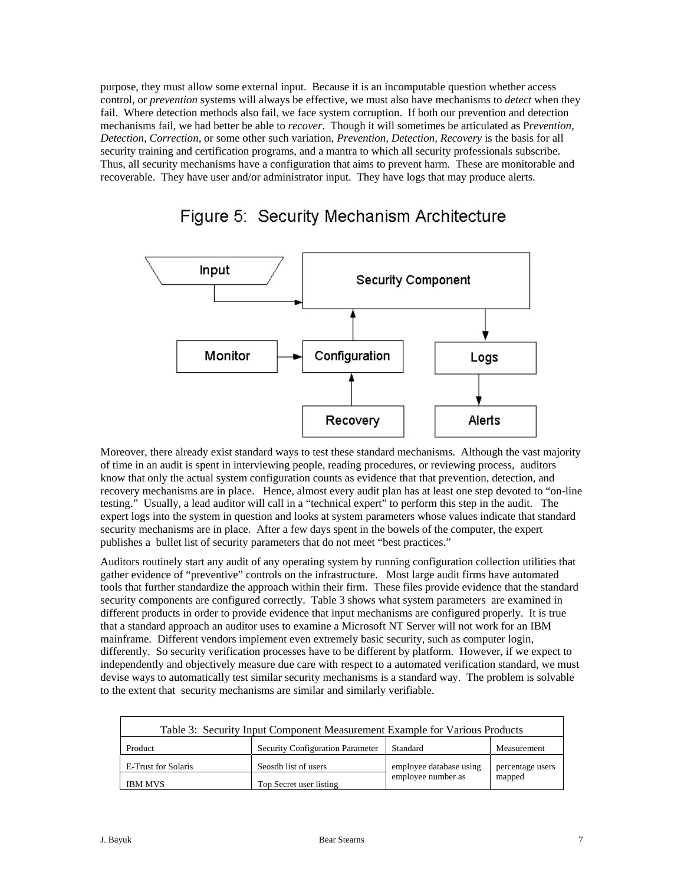purpose, they must allow some external input. Because it is an incomputable question whether access control, or *prevention* systems will always be effective, we must also have mechanisms to *detect* when they fail. Where detection methods also fail, we face system corruption. If both our prevention and detection mechanisms fail, we had better be able to *recover*. Though it will sometimes be articulated as P*revention, Detection, Correction*, or some other such variation, *Prevention, Detection, Recovery* is the basis for all security training and certification programs, and a mantra to which all security professionals subscribe. Thus, all security mechanisms have a configuration that aims to prevent harm. These are monitorable and recoverable. They have user and/or administrator input. They have logs that may produce alerts.

Figure 5: Security Mechanism Architecture

Moreover, there already exist standard ways to test these standard mechanisms. Although the vast majority of time in an audit is spent in interviewing people, reading procedures, or reviewing process, auditors know that only the actual system configuration counts as evidence that that prevention, detection, and recovery mechanisms are in place. Hence, almost every audit plan has at least one step devoted to "on-line testing." Usually, a lead auditor will call in a "technical expert" to perform this step in the audit. The expert logs into the system in question and looks at system parameters whose values indicate that standard security mechanisms are in place. After a few days spent in the bowels of the computer, the expert publishes a bullet list of security parameters that do not meet "best practices."

Auditors routinely start any audit of any operating system by running configuration collection utilities that gather evidence of "preventive" controls on the infrastructure. Most large audit firms have automated tools that further standardize the approach within their firm. These files provide evidence that the standard security components are configured correctly. Table 3 shows what system parameters are examined in different products in order to provide evidence that input mechanisms are configured properly. It is true that a standard approach an auditor uses to examine a Microsoft NT Server will not work for an IBM mainframe. Different vendors implement even extremely basic security, such as computer login, differently. So security verification processes have to be different by platform. However, if we expect to independently and objectively measure due care with respect to a automated verification standard, we must devise ways to automatically test similar security mechanisms is a standard way. The problem is solvable to the extent that security mechanisms are similar and similarly verifiable.

Table 3: Security Input Component Measurement Example for Various Products

| Product | Security Configuration Parameter | Standard | Measurement |
|---|---|---|---|
| E-Trust for Solaris | Seosdb list of users | employee database using employee number as | percentage users mapped |
| IBM MVS | Top Secret user listing | | |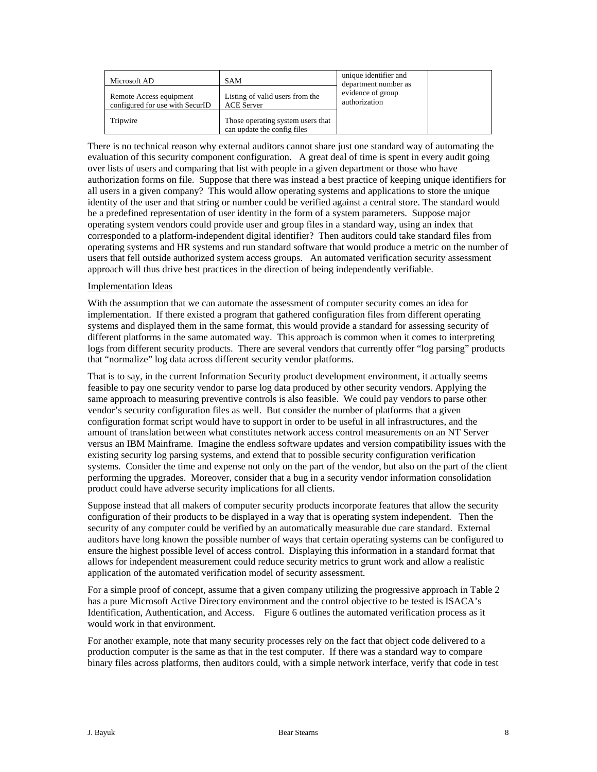| Microsoft AD | SAM | unique identifier and department number as evidence of group authorization | |
|---|---|---|---|
| Remote Access equipment configured for use with SecurID | Listing of valid users from the ACE Server | | |
| Tripwire | Those operating system users that can update the config files | | |

There is no technical reason why external auditors cannot share just one standard way of automating the evaluation of this security component configuration. A great deal of time is spent in every audit going over lists of users and comparing that list with people in a given department or those who have authorization forms on file. Suppose that there was instead a best practice of keeping unique identifiers for all users in a given company? This would allow operating systems and applications to store the unique identity of the user and that string or number could be verified against a central store. The standard would be a predefined representation of user identity in the form of a system parameters. Suppose major operating system vendors could provide user and group files in a standard way, using an index that corresponded to a platform-independent digital identifier? Then auditors could take standard files from operating systems and HR systems and run standard software that would produce a metric on the number of users that fell outside authorized system access groups. An automated verification security assessment approach will thus drive best practices in the direction of being independently verifiable.

Implementation Ideas

With the assumption that we can automate the assessment of computer security comes an idea for implementation. If there existed a program that gathered configuration files from different operating systems and displayed them in the same format, this would provide a standard for assessing security of different platforms in the same automated way. This approach is common when it comes to interpreting logs from different security products. There are several vendors that currently offer "log parsing" products that "normalize" log data across different security vendor platforms.

That is to say, in the current Information Security product development environment, it actually seems feasible to pay one security vendor to parse log data produced by other security vendors. Applying the same approach to measuring preventive controls is also feasible. We could pay vendors to parse other vendor's security configuration files as well. But consider the number of platforms that a given configuration format script would have to support in order to be useful in all infrastructures, and the amount of translation between what constitutes network access control measurements on an NT Server versus an IBM Mainframe. Imagine the endless software updates and version compatibility issues with the existing security log parsing systems, and extend that to possible security configuration verification systems. Consider the time and expense not only on the part of the vendor, but also on the part of the client performing the upgrades. Moreover, consider that a bug in a security vendor information consolidation product could have adverse security implications for all clients.

Suppose instead that all makers of computer security products incorporate features that allow the security configuration of their products to be displayed in a way that is operating system independent. Then the security of any computer could be verified by an automatically measurable due care standard. External auditors have long known the possible number of ways that certain operating systems can be configured to ensure the highest possible level of access control. Displaying this information in a standard format that allows for independent measurement could reduce security metrics to grunt work and allow a realistic application of the automated verification model of security assessment.

For a simple proof of concept, assume that a given company utilizing the progressive approach in Table 2 has a pure Microsoft Active Directory environment and the control objective to be tested is ISACA's Identification, Authentication, and Access. Figure 6 outlines the automated verification process as it would work in that environment.

For another example, note that many security processes rely on the fact that object code delivered to a production computer is the same as that in the test computer. If there was a standard way to compare binary files across platforms, then auditors could, with a simple network interface, verify that code in test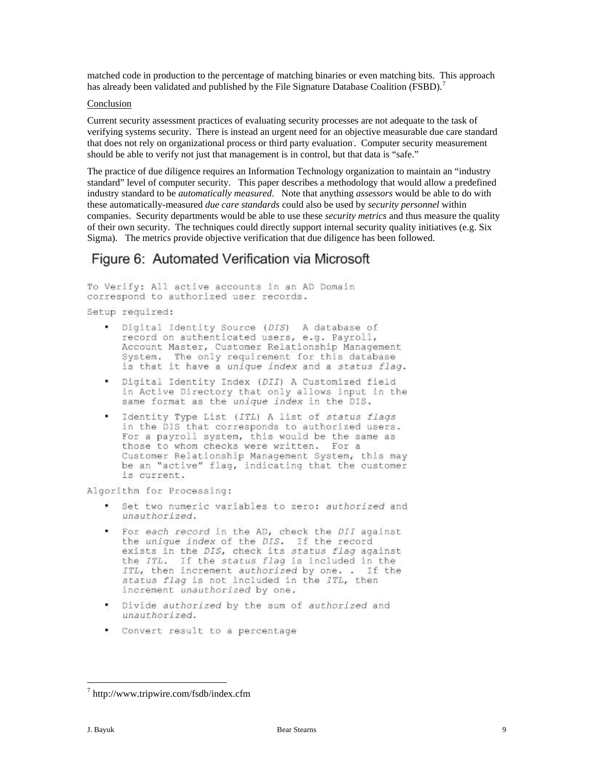matched code in production to the percentage of matching binaries or even matching bits. This approach has already been validated and published by the File Signature Database Coalition (FSBD).[7]

## Conclusion

Current security assessment practices of evaluating security processes are not adequate to the task of verifying systems security. There is instead an urgent need for an objective measurable due care standard that does not rely on organizational process or third party evaluation. Computer security measurement should be able to verify not just that management is in control, but that data is "safe."

The practice of due diligence requires an Information Technology organization to maintain an "industry standard" level of computer security. This paper describes a methodology that would allow a predefined industry standard to be *automatically measured*. Note that anything *assessors* would be able to do with these automatically-measured *due care standards* could also be used by *security personnel* within companies. Security departments would be able to use these *security metrics* and thus measure the quality of their own security. The techniques could directly support internal security quality initiatives (e.g. Six Sigma). The metrics provide objective verification that due diligence has been followed.

## Figure 6: Automated Verification via Microsoft

To Verify: All active accounts in an AD Domain correspond to authorized user records.

Setup required:

- Digital Identity Source (*DIS*) A database of record on authenticated users, e.g. Payroll, Account Master, Customer Relationship Management System. The only requirement for this database is that it have a *unique index* and a *status flag*.
- Digital Identity Index (*DII*) A Customized field in Active Directory that only allows input in the same format as the *unique index* in the DIS.
- Identity Type List (*ITL*) A list of *status flags* in the DIS that corresponds to authorized users. For a payroll system, this would be the same as those to whom checks were written. For a Customer Relationship Management System, this may be an "active" flag, indicating that the customer is current.

Algorithm for Processing:

- Set two numeric variables to zero: *authorized* and *unauthorized*.
- For *each record* in the AD, check the *DII* against the *unique index* of the *DIS*. If the record exists in the *DIS*, check its *status flag* against the *ITL*. If the *status flag* is included in the *ITL*, then increment *authorized* by one. . If the *status flag* is not included in the *ITL*, then increment *unauthorized* by one.
- Divide *authorized* by the sum of *authorized* and *unauthorized*.
- Convert result to a percentage

[7] http://www.tripwire.com/fsdb/index.cfm